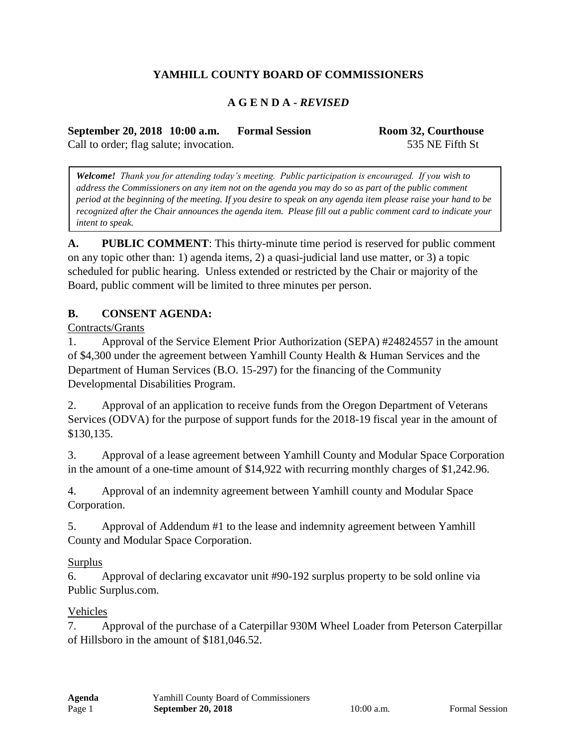# YAMHILL COUNTY BOARD OF COMMISSIONERS

## A G E N D A - *REVISED*

**September 20, 2018 10:00 a.m. Formal Session Room 32, Courthouse**

Call to order; flag salute; invocation. 535 NE Fifth St

> ***Welcome!*** *Thank you for attending today's meeting. Public participation is encouraged. If you wish to address the Commissioners on any item not on the agenda you may do so as part of the public comment period at the beginning of the meeting. If you desire to speak on any agenda item please raise your hand to be recognized after the Chair announces the agenda item. Please fill out a public comment card to indicate your intent to speak.*

**A. PUBLIC COMMENT**: This thirty-minute time period is reserved for public comment on any topic other than: 1) agenda items, 2) a quasi-judicial land use matter, or 3) a topic scheduled for public hearing. Unless extended or restricted by the Chair or majority of the Board, public comment will be limited to three minutes per person.

**B. CONSENT AGENDA:**

Contracts/Grants

1. Approval of the Service Element Prior Authorization (SEPA) #24824557 in the amount of $4,300 under the agreement between Yamhill County Health & Human Services and the Department of Human Services (B.O. 15-297) for the financing of the Community Developmental Disabilities Program.

2. Approval of an application to receive funds from the Oregon Department of Veterans Services (ODVA) for the purpose of support funds for the 2018-19 fiscal year in the amount of $130,135.

3. Approval of a lease agreement between Yamhill County and Modular Space Corporation in the amount of a one-time amount of $14,922 with recurring monthly charges of $1,242.96.

4. Approval of an indemnity agreement between Yamhill county and Modular Space Corporation.

5. Approval of Addendum #1 to the lease and indemnity agreement between Yamhill County and Modular Space Corporation.

Surplus

6. Approval of declaring excavator unit #90-192 surplus property to be sold online via Public Surplus.com.

Vehicles

7. Approval of the purchase of a Caterpillar 930M Wheel Loader from Peterson Caterpillar of Hillsboro in the amount of $181,046.52.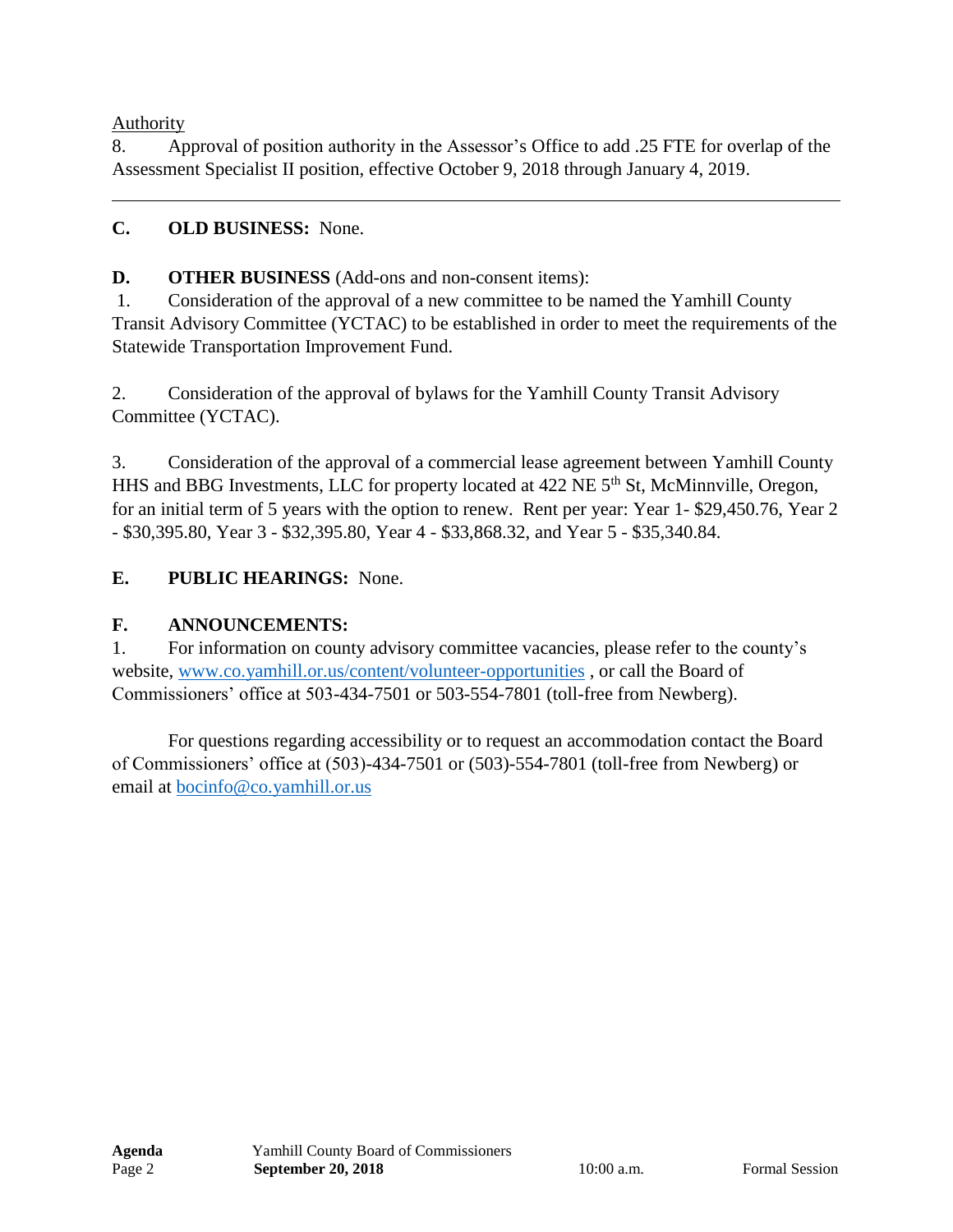Authority

8. Approval of position authority in the Assessor's Office to add .25 FTE for overlap of the Assessment Specialist II position, effective October 9, 2018 through January 4, 2019.

---

**C. OLD BUSINESS:** None.

**D. OTHER BUSINESS** (Add-ons and non-consent items):

1. Consideration of the approval of a new committee to be named the Yamhill County Transit Advisory Committee (YCTAC) to be established in order to meet the requirements of the Statewide Transportation Improvement Fund.

2. Consideration of the approval of bylaws for the Yamhill County Transit Advisory Committee (YCTAC).

3. Consideration of the approval of a commercial lease agreement between Yamhill County HHS and BBG Investments, LLC for property located at 422 NE 5th St, McMinnville, Oregon, for an initial term of 5 years with the option to renew. Rent per year: Year 1- $29,450.76, Year 2 - $30,395.80, Year 3 - $32,395.80, Year 4 - $33,868.32, and Year 5 - $35,340.84.

**E. PUBLIC HEARINGS:** None.

**F. ANNOUNCEMENTS:**

1. For information on county advisory committee vacancies, please refer to the county's website, [www.co.yamhill.or.us/content/volunteer-opportunities](www.co.yamhill.or.us/content/volunteer-opportunities) , or call the Board of Commissioners' office at 503-434-7501 or 503-554-7801 (toll-free from Newberg).

For questions regarding accessibility or to request an accommodation contact the Board of Commissioners' office at (503)-434-7501 or (503)-554-7801 (toll-free from Newberg) or email at [bocinfo@co.yamhill.or.us](mailto:bocinfo@co.yamhill.or.us)